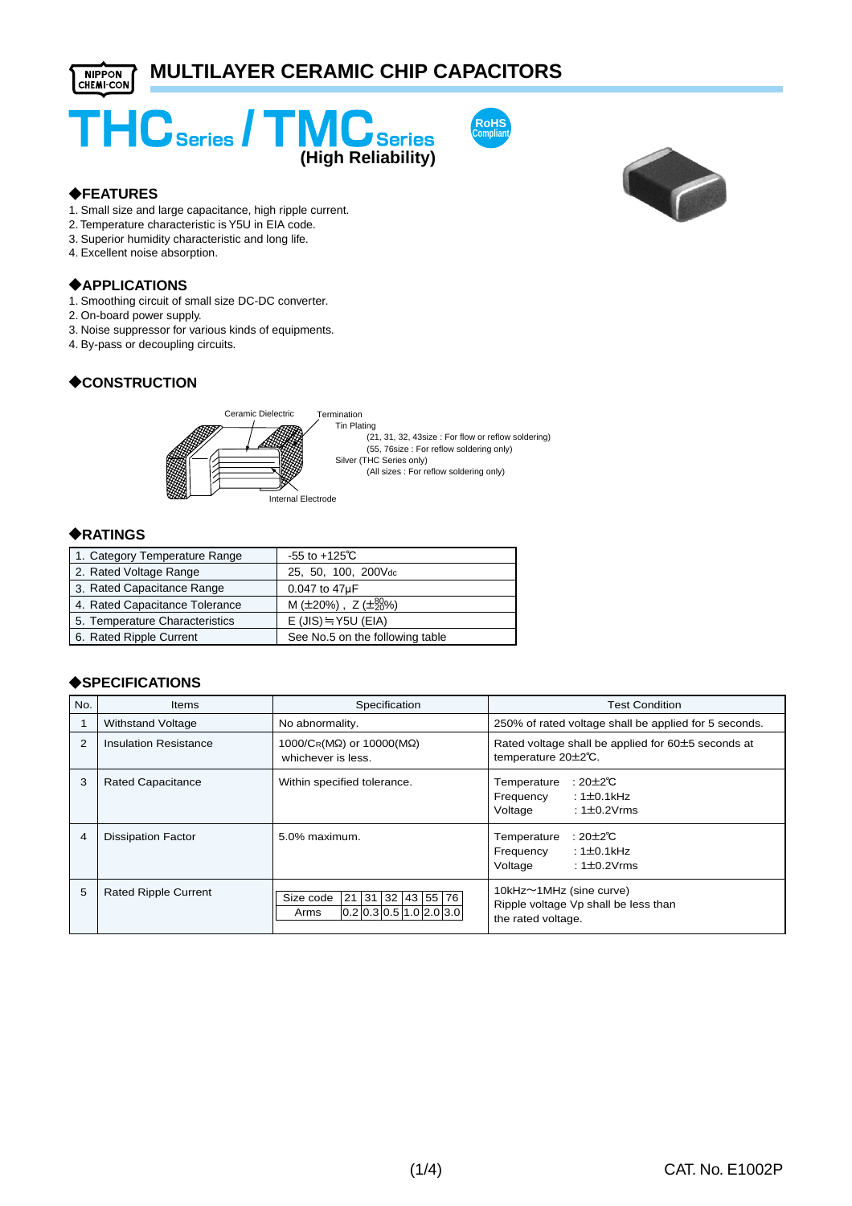NIPPON CHEMI-CON

# MULTILAYER CERAMIC CHIP CAPACITORS

# THC Series / TMC Series (High Reliability)

RoHS Compliant

## ◆FEATURES

1. Small size and large capacitance, high ripple current.
2. Temperature characteristic is Y5U in EIA code.
3. Superior humidity characteristic and long life.
4. Excellent noise absorption.

## ◆APPLICATIONS

1. Smoothing circuit of small size DC-DC converter.
2. On-board power supply.
3. Noise suppressor for various kinds of equipments.
4. By-pass or decoupling circuits.

## ◆CONSTRUCTION

Ceramic Dielectric

Termination
- Tin Plating
  - (21, 31, 32, 43size : For flow or reflow soldering)
  - (55, 76size : For reflow soldering only)
- Silver (THC Series only)
  - (All sizes : For reflow soldering only)

Internal Electrode

## ◆RATINGS

| Item | Rating |
|---|---|
| 1. Category Temperature Range | -55 to +125℃ |
| 2. Rated Voltage Range | 25, 50, 100, 200Vdc |
| 3. Rated Capacitance Range | 0.047 to 47μF |
| 4. Rated Capacitance Tolerance | M (±20%) , Z ($^{+80}_{-20}$%) |
| 5. Temperature Characteristics | E (JIS) ≒ Y5U (EIA) |
| 6. Rated Ripple Current | See No.5 on the following table |

## ◆SPECIFICATIONS

| No. | Items | Specification | Test Condition |
|---|---|---|---|
| 1 | Withstand Voltage | No abnormality. | 250% of rated voltage shall be applied for 5 seconds. |
| 2 | Insulation Resistance | 1000/$C_R$(MΩ) or 10000(MΩ) whichever is less. | Rated voltage shall be applied for 60±5 seconds at temperature 20±2℃. |
| 3 | Rated Capacitance | Within specified tolerance. | Temperature : 20±2℃<br>Frequency : 1±0.1kHz<br>Voltage : 1±0.2Vrms |
| 4 | Dissipation Factor | 5.0% maximum. | Temperature : 20±2℃<br>Frequency : 1±0.1kHz<br>Voltage : 1±0.2Vrms |
| 5 | Rated Ripple Current | Size code: 21 / 31 / 32 / 43 / 55 / 76<br>Arms: 0.2 / 0.3 / 0.5 / 1.0 / 2.0 / 3.0 | 10kHz～1MHz (sine curve)<br>Ripple voltage Vp shall be less than the rated voltage. |

CAT. No. E1002P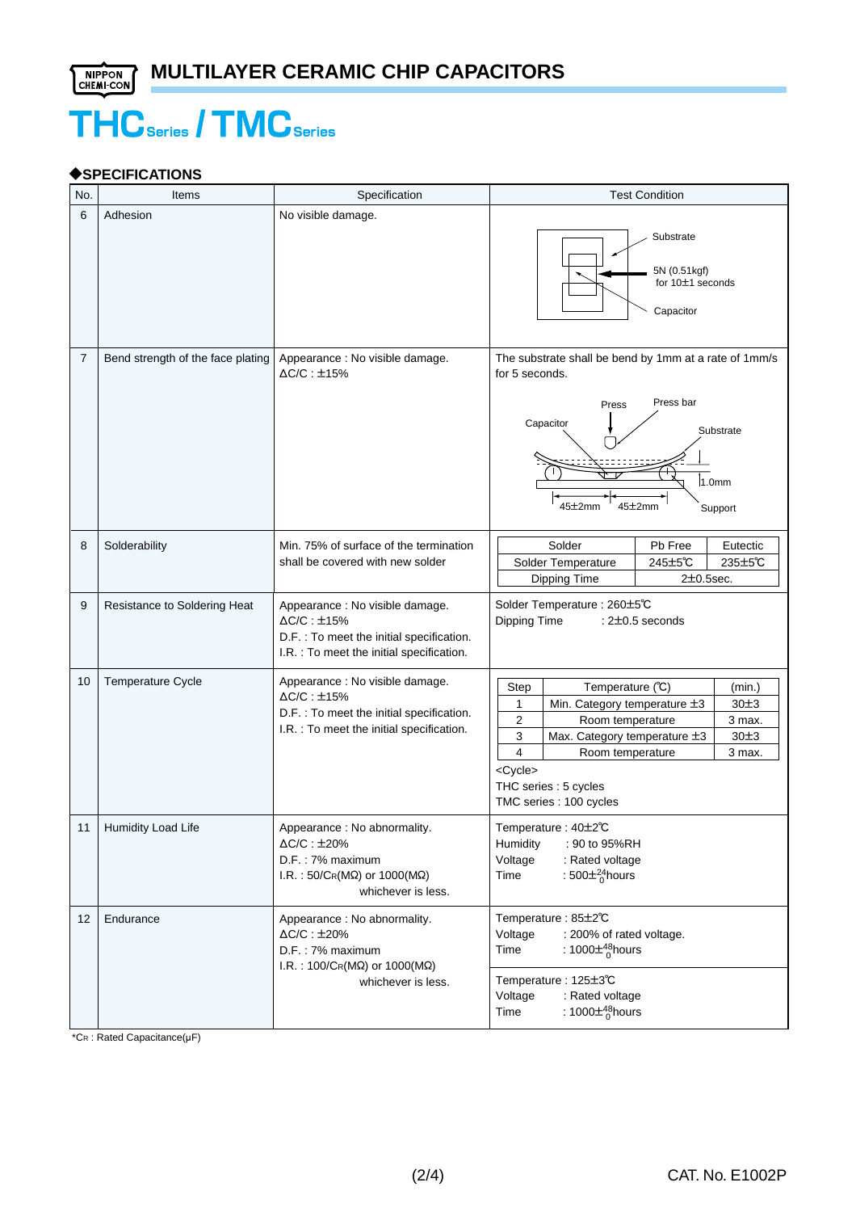# MULTILAYER CERAMIC CHIP CAPACITORS

# THC Series / TMC Series

## ◆SPECIFICATIONS

| No. | Items | Specification | Test Condition |
|---|---|---|---|
| 6 | Adhesion | No visible damage. | Substrate<br>5N (0.51kgf) for 10±1 seconds<br>Capacitor |
| 7 | Bend strength of the face plating | Appearance : No visible damage.<br>ΔC/C : ±15% | The substrate shall be bend by 1mm at a rate of 1mm/s for 5 seconds.<br>Press / Press bar / Capacitor / Substrate / 1.0mm / 45±2mm / 45±2mm / Support |
| 8 | Solderability | Min. 75% of surface of the termination shall be covered with new solder | Solder: Pb Free / Eutectic<br>Solder Temperature: 245±5℃ / 235±5℃<br>Dipping Time: 2±0.5sec. |
| 9 | Resistance to Soldering Heat | Appearance : No visible damage.<br>ΔC/C : ±15%<br>D.F. : To meet the initial specification.<br>I.R. : To meet the initial specification. | Solder Temperature : 260±5℃<br>Dipping Time : 2±0.5 seconds |
| 10 | Temperature Cycle | Appearance : No visible damage.<br>ΔC/C : ±15%<br>D.F. : To meet the initial specification.<br>I.R. : To meet the initial specification. | Step 1: Min. Category temperature ±3, 30±3 (min.)<br>Step 2: Room temperature, 3 max. (min.)<br>Step 3: Max. Category temperature ±3, 30±3 (min.)<br>Step 4: Room temperature, 3 max. (min.)<br><Cycle><br>THC series : 5 cycles<br>TMC series : 100 cycles |
| 11 | Humidity Load Life | Appearance : No abnormality.<br>ΔC/C : ±20%<br>D.F. : 7% maximum<br>I.R. : 50/$C_R$(MΩ) or 1000(MΩ) whichever is less. | Temperature : 40±2℃<br>Humidity : 90 to 95%RH<br>Voltage : Rated voltage<br>Time : $500\pm^{24}_{0}$hours |
| 12 | Endurance | Appearance : No abnormality.<br>ΔC/C : ±20%<br>D.F. : 7% maximum<br>I.R. : 100/$C_R$(MΩ) or 1000(MΩ) whichever is less. | Temperature : 85±2℃<br>Voltage : 200% of rated voltage.<br>Time : $1000\pm^{48}_{0}$hours<br><br>Temperature : 125±3℃<br>Voltage : Rated voltage<br>Time : $1000\pm^{48}_{0}$hours |

Solderability test conditions (No. 8):

| Solder | Pb Free | Eutectic |
|---|---|---|
| Solder Temperature | 245±5℃ | 235±5℃ |
| Dipping Time | 2±0.5sec. | |

Temperature cycle (No. 10):

| Step | Temperature (℃) | (min.) |
|---|---|---|
| 1 | Min. Category temperature ±3 | 30±3 |
| 2 | Room temperature | 3 max. |
| 3 | Max. Category temperature ±3 | 30±3 |
| 4 | Room temperature | 3 max. |

*$C_R$ : Rated Capacitance(μF)

CAT. No. E1002P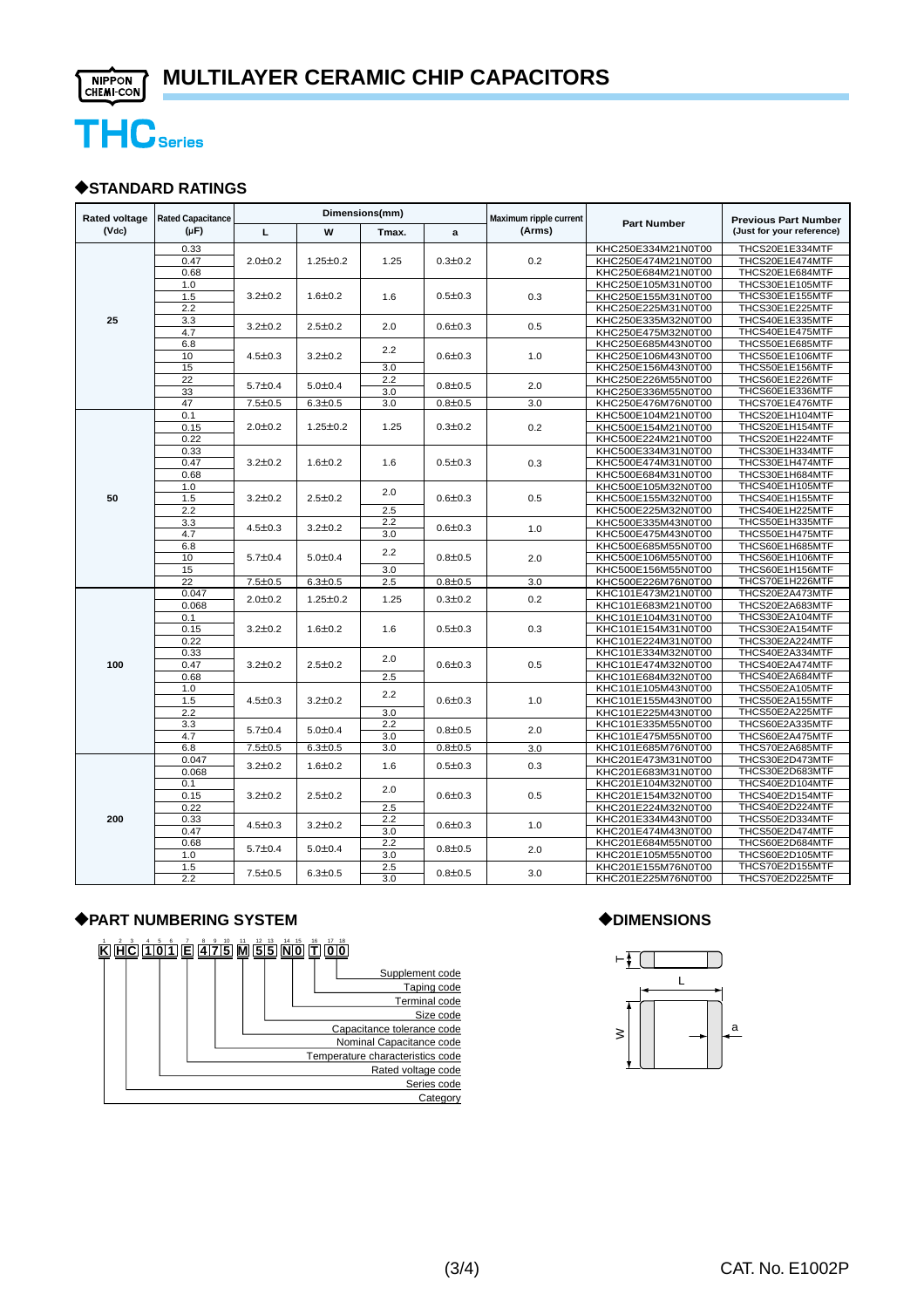# MULTILAYER CERAMIC CHIP CAPACITORS

## THC Series

### ◆STANDARD RATINGS

| Rated voltage (Vdc) | Rated Capacitance (μF) | Dimensions(mm) L | W | Tmax. | a | Maximum ripple current (Arms) | Part Number | Previous Part Number (Just for your reference) |
|---|---|---|---|---|---|---|---|---|
| 25 | 0.33 | 2.0±0.2 | 1.25±0.2 | 1.25 | 0.3±0.2 | 0.2 | KHC250E334M21N0T00 | THCS20E1E334MTF |
| | 0.47 | | | | | | KHC250E474M21N0T00 | THCS20E1E474MTF |
| | 0.68 | | | | | | KHC250E684M21N0T00 | THCS20E1E684MTF |
| | 1.0 | 3.2±0.2 | 1.6±0.2 | 1.6 | 0.5±0.3 | 0.3 | KHC250E105M31N0T00 | THCS30E1E105MTF |
| | 1.5 | | | | | | KHC250E155M31N0T00 | THCS30E1E155MTF |
| | 2.2 | | | | | | KHC250E225M31N0T00 | THCS30E1E225MTF |
| | 3.3 | 3.2±0.2 | 2.5±0.2 | 2.0 | 0.6±0.3 | 0.5 | KHC250E335M32N0T00 | THCS40E1E335MTF |
| | 4.7 | | | | | | KHC250E475M32N0T00 | THCS40E1E475MTF |
| | 6.8 | 4.5±0.3 | 3.2±0.2 | 2.2 | 0.6±0.3 | 1.0 | KHC250E685M43N0T00 | THCS50E1E685MTF |
| | 10 | | | | | | KHC250E106M43N0T00 | THCS50E1E106MTF |
| | 15 | | | 3.0 | | | KHC250E156M43N0T00 | THCS50E1E156MTF |
| | 22 | 5.7±0.4 | 5.0±0.4 | 2.2 | 0.8±0.5 | 2.0 | KHC250E226M55N0T00 | THCS60E1E226MTF |
| | 33 | | | 3.0 | | | KHC250E336M55N0T00 | THCS60E1E336MTF |
| | 47 | 7.5±0.5 | 6.3±0.5 | 3.0 | 0.8±0.5 | 3.0 | KHC250E476M76N0T00 | THCS70E1E476MTF |
| 50 | 0.1 | 2.0±0.2 | 1.25±0.2 | 1.25 | 0.3±0.2 | 0.2 | KHC500E104M21N0T00 | THCS20E1H104MTF |
| | 0.15 | | | | | | KHC500E154M21N0T00 | THCS20E1H154MTF |
| | 0.22 | | | | | | KHC500E224M21N0T00 | THCS20E1H224MTF |
| | 0.33 | 3.2±0.2 | 1.6±0.2 | 1.6 | 0.5±0.3 | 0.3 | KHC500E334M31N0T00 | THCS30E1H334MTF |
| | 0.47 | | | | | | KHC500E474M31N0T00 | THCS30E1H474MTF |
| | 0.68 | | | | | | KHC500E684M31N0T00 | THCS30E1H684MTF |
| | 1.0 | 3.2±0.2 | 2.5±0.2 | 2.0 | 0.6±0.3 | 0.5 | KHC500E105M32N0T00 | THCS40E1H105MTF |
| | 1.5 | | | | | | KHC500E155M32N0T00 | THCS40E1H155MTF |
| | 2.2 | | | 2.5 | | | KHC500E225M32N0T00 | THCS40E1H225MTF |
| | 3.3 | 4.5±0.3 | 3.2±0.2 | 2.2 | 0.6±0.3 | 1.0 | KHC500E335M43N0T00 | THCS50E1H335MTF |
| | 4.7 | | | 3.0 | | | KHC500E475M43N0T00 | THCS50E1H475MTF |
| | 6.8 | 5.7±0.4 | 5.0±0.4 | 2.2 | 0.8±0.5 | 2.0 | KHC500E685M55N0T00 | THCS60E1H685MTF |
| | 10 | | | | | | KHC500E106M55N0T00 | THCS60E1H106MTF |
| | 15 | | | 3.0 | | | KHC500E156M55N0T00 | THCS60E1H156MTF |
| | 22 | 7.5±0.5 | 6.3±0.5 | 2.5 | 0.8±0.5 | 3.0 | KHC500E226M76N0T00 | THCS70E1H226MTF |
| 100 | 0.047 | 2.0±0.2 | 1.25±0.2 | 1.25 | 0.3±0.2 | 0.2 | KHC101E473M21N0T00 | THCS20E2A473MTF |
| | 0.068 | | | | | | KHC101E683M21N0T00 | THCS20E2A683MTF |
| | 0.1 | 3.2±0.2 | 1.6±0.2 | 1.6 | 0.5±0.3 | 0.3 | KHC101E104M31N0T00 | THCS30E2A104MTF |
| | 0.15 | | | | | | KHC101E154M31N0T00 | THCS30E2A154MTF |
| | 0.22 | | | | | | KHC101E224M31N0T00 | THCS30E2A224MTF |
| | 0.33 | 3.2±0.2 | 2.5±0.2 | 2.0 | 0.6±0.3 | 0.5 | KHC101E334M32N0T00 | THCS40E2A334MTF |
| | 0.47 | | | | | | KHC101E474M32N0T00 | THCS40E2A474MTF |
| | 0.68 | | | 2.5 | | | KHC101E684M32N0T00 | THCS40E2A684MTF |
| | 1.0 | 4.5±0.3 | 3.2±0.2 | 2.2 | 0.6±0.3 | 1.0 | KHC101E105M43N0T00 | THCS50E2A105MTF |
| | 1.5 | | | | | | KHC101E155M43N0T00 | THCS50E2A155MTF |
| | 2.2 | | | 3.0 | | | KHC101E225M43N0T00 | THCS50E2A225MTF |
| | 3.3 | 5.7±0.4 | 5.0±0.4 | 2.2 | 0.8±0.5 | 2.0 | KHC101E335M55N0T00 | THCS60E2A335MTF |
| | 4.7 | | | 3.0 | | | KHC101E475M55N0T00 | THCS60E2A475MTF |
| | 6.8 | 7.5±0.5 | 6.3±0.5 | 3.0 | 0.8±0.5 | 3.0 | KHC101E685M76N0T00 | THCS70E2A685MTF |
| 200 | 0.047 | 3.2±0.2 | 1.6±0.2 | 1.6 | 0.5±0.3 | 0.3 | KHC201E473M31N0T00 | THCS30E2D473MTF |
| | 0.068 | | | | | | KHC201E683M31N0T00 | THCS30E2D683MTF |
| | 0.1 | 3.2±0.2 | 2.5±0.2 | 2.0 | 0.6±0.3 | 0.5 | KHC201E104M32N0T00 | THCS40E2D104MTF |
| | 0.15 | | | | | | KHC201E154M32N0T00 | THCS40E2D154MTF |
| | 0.22 | | | 2.5 | | | KHC201E224M32N0T00 | THCS40E2D224MTF |
| | 0.33 | 4.5±0.3 | 3.2±0.2 | 2.2 | 0.6±0.3 | 1.0 | KHC201E334M43N0T00 | THCS50E2D334MTF |
| | 0.47 | | | 3.0 | | | KHC201E474M43N0T00 | THCS50E2D474MTF |
| | 0.68 | 5.7±0.4 | 5.0±0.4 | 2.2 | 0.8±0.5 | 2.0 | KHC201E684M55N0T00 | THCS60E2D684MTF |
| | 1.0 | | | 3.0 | | | KHC201E105M55N0T00 | THCS60E2D105MTF |
| | 1.5 | 7.5±0.5 | 6.3±0.5 | 2.5 | 0.8±0.5 | 3.0 | KHC201E155M76N0T00 | THCS70E2D155MTF |
| | 2.2 | | | 3.0 | | | KHC201E225M76N0T00 | THCS70E2D225MTF |

### ◆PART NUMBERING SYSTEM

K HC 101 E 475 M 55 N0 T 00

(Positions: 1 / 2 3 / 4 5 6 / 7 / 8 9 10 / 11 / 12 13 / 14 15 / 16 / 17 18)

- K: Category
- HC: Series code
- 101: Rated voltage code
- E: Temperature characteristics code
- 475: Nominal Capacitance code
- M: Capacitance tolerance code
- 55: Size code
- N0: Terminal code
- T: Taping code
- 00: Supplement code

### ◆DIMENSIONS

T, L, W, a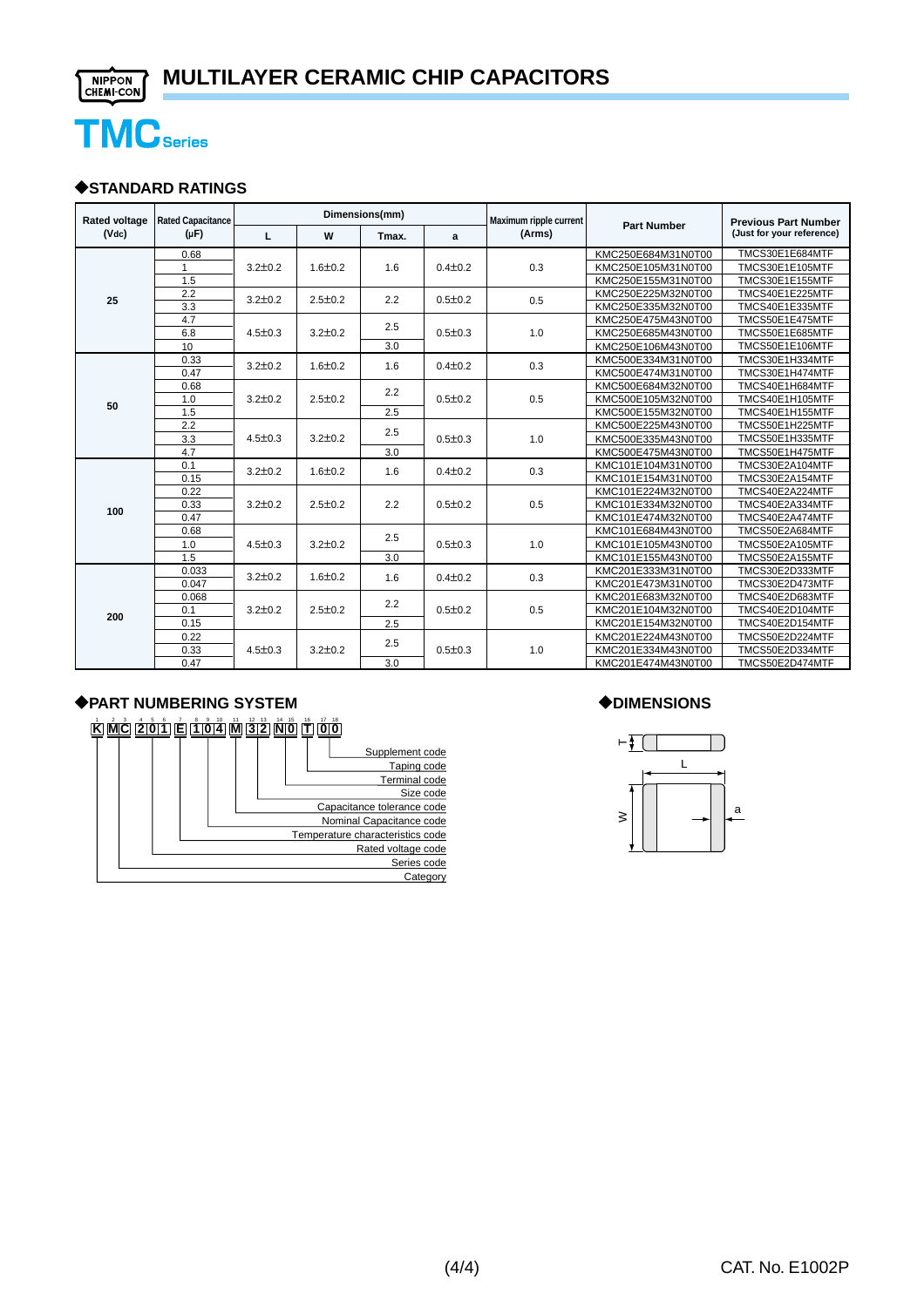# MULTILAYER CERAMIC CHIP CAPACITORS

# TMC Series

## ◆STANDARD RATINGS

| Rated voltage (Vdc) | Rated Capacitance (μF) | Dimensions(mm) | | | | Maximum ripple current (Arms) | Part Number | Previous Part Number (Just for your reference) |
|---|---|---|---|---|---|---|---|---|
| | | L | W | Tmax. | a | | | |
| 25 | 0.68 | 3.2±0.2 | 1.6±0.2 | 1.6 | 0.4±0.2 | 0.3 | KMC250E684M31N0T00 | TMCS30E1E684MTF |
| | 1 | | | | | | KMC250E105M31N0T00 | TMCS30E1E105MTF |
| | 1.5 | | | | | | KMC250E155M31N0T00 | TMCS30E1E155MTF |
| | 2.2 | 3.2±0.2 | 2.5±0.2 | 2.2 | 0.5±0.2 | 0.5 | KMC250E225M32N0T00 | TMCS40E1E225MTF |
| | 3.3 | | | | | | KMC250E335M32N0T00 | TMCS40E1E335MTF |
| | 4.7 | 4.5±0.3 | 3.2±0.2 | 2.5 | 0.5±0.3 | 1.0 | KMC250E475M43N0T00 | TMCS50E1E475MTF |
| | 6.8 | | | | | | KMC250E685M43N0T00 | TMCS50E1E685MTF |
| | 10 | | | 3.0 | | | KMC250E106M43N0T00 | TMCS50E1E106MTF |
| 50 | 0.33 | 3.2±0.2 | 1.6±0.2 | 1.6 | 0.4±0.2 | 0.3 | KMC500E334M31N0T00 | TMCS30E1H334MTF |
| | 0.47 | | | | | | KMC500E474M31N0T00 | TMCS30E1H474MTF |
| | 0.68 | 3.2±0.2 | 2.5±0.2 | 2.2 | 0.5±0.2 | 0.5 | KMC500E684M32N0T00 | TMCS40E1H684MTF |
| | 1.0 | | | | | | KMC500E105M32N0T00 | TMCS40E1H105MTF |
| | 1.5 | | | 2.5 | | | KMC500E155M32N0T00 | TMCS40E1H155MTF |
| | 2.2 | 4.5±0.3 | 3.2±0.2 | 2.5 | 0.5±0.3 | 1.0 | KMC500E225M43N0T00 | TMCS50E1H225MTF |
| | 3.3 | | | | | | KMC500E335M43N0T00 | TMCS50E1H335MTF |
| | 4.7 | | | 3.0 | | | KMC500E475M43N0T00 | TMCS50E1H475MTF |
| 100 | 0.1 | 3.2±0.2 | 1.6±0.2 | 1.6 | 0.4±0.2 | 0.3 | KMC101E104M31N0T00 | TMCS30E2A104MTF |
| | 0.15 | | | | | | KMC101E154M31N0T00 | TMCS30E2A154MTF |
| | 0.22 | 3.2±0.2 | 2.5±0.2 | 2.2 | 0.5±0.2 | 0.5 | KMC101E224M32N0T00 | TMCS40E2A224MTF |
| | 0.33 | | | | | | KMC101E334M32N0T00 | TMCS40E2A334MTF |
| | 0.47 | | | | | | KMC101E474M32N0T00 | TMCS40E2A474MTF |
| | 0.68 | 4.5±0.3 | 3.2±0.2 | 2.5 | 0.5±0.3 | 1.0 | KMC101E684M43N0T00 | TMCS50E2A684MTF |
| | 1.0 | | | | | | KMC101E105M43N0T00 | TMCS50E2A105MTF |
| | 1.5 | | | 3.0 | | | KMC101E155M43N0T00 | TMCS50E2A155MTF |
| 200 | 0.033 | 3.2±0.2 | 1.6±0.2 | 1.6 | 0.4±0.2 | 0.3 | KMC201E333M31N0T00 | TMCS30E2D333MTF |
| | 0.047 | | | | | | KMC201E473M31N0T00 | TMCS30E2D473MTF |
| | 0.068 | 3.2±0.2 | 2.5±0.2 | 2.2 | 0.5±0.2 | 0.5 | KMC201E683M32N0T00 | TMCS40E2D683MTF |
| | 0.1 | | | | | | KMC201E104M32N0T00 | TMCS40E2D104MTF |
| | 0.15 | | | 2.5 | | | KMC201E154M32N0T00 | TMCS40E2D154MTF |
| | 0.22 | 4.5±0.3 | 3.2±0.2 | 2.5 | 0.5±0.3 | 1.0 | KMC201E224M43N0T00 | TMCS50E2D224MTF |
| | 0.33 | | | | | | KMC201E334M43N0T00 | TMCS50E2D334MTF |
| | 0.47 | | | 3.0 | | | KMC201E474M43N0T00 | TMCS50E2D474MTF |

## ◆PART NUMBERING SYSTEM

K MC 2 0 1 E 1 0 4 M 3 2 N 0 T 0 0

(positions 1 2 3 4 5 6 7 8 9 10 11 12 13 14 15 16 17 18)

- Supplement code
- Taping code
- Terminal code
- Size code
- Capacitance tolerance code
- Nominal Capacitance code
- Temperature characteristics code
- Rated voltage code
- Series code
- Category

## ◆DIMENSIONS

T

L

W

a